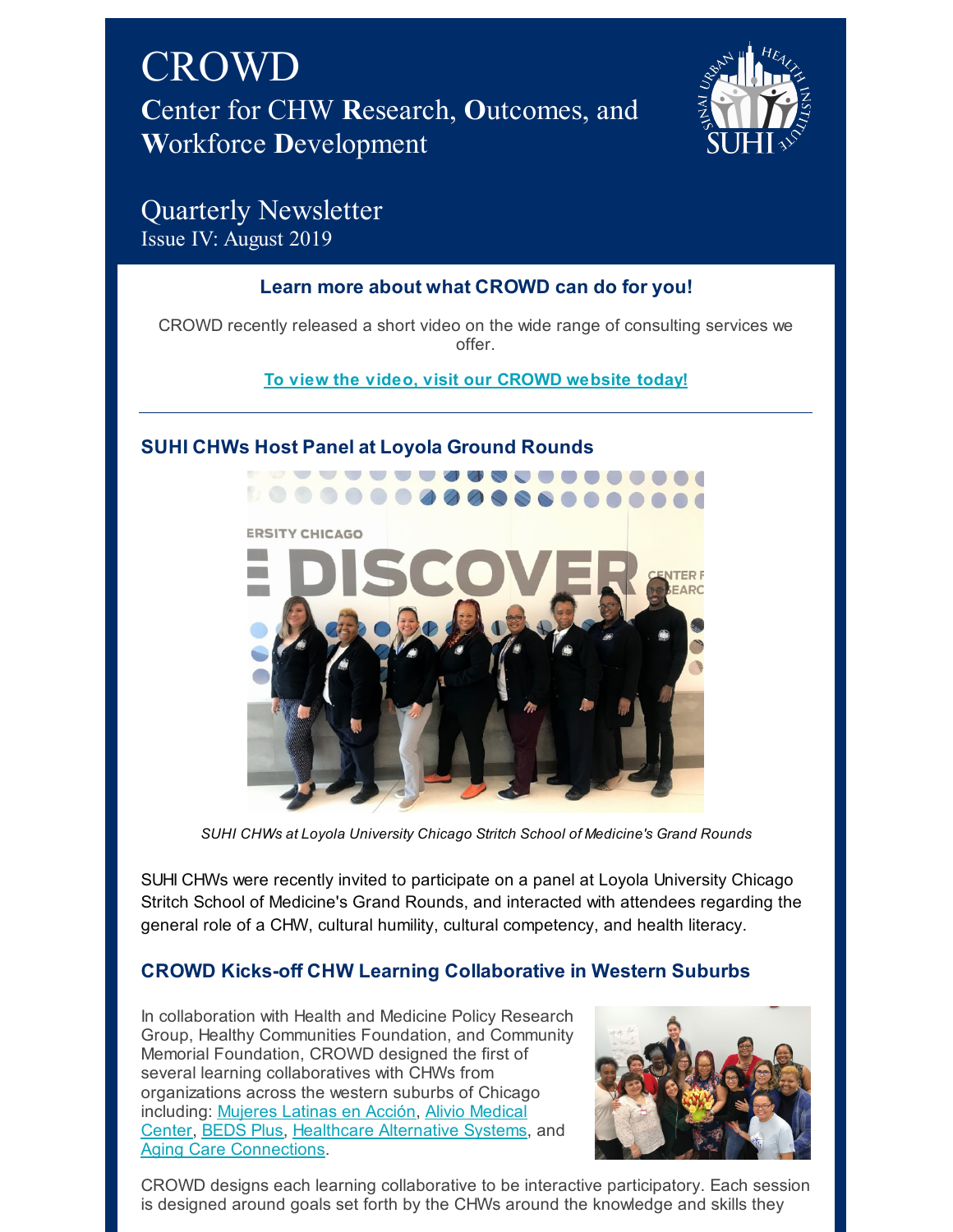# CROWD

## **C**enter for CHW **R**esearch, **O**utcomes, and **W**orkforce **D**evelopment

## Quarterly Newsletter

Issue IV: August 2019

### Learn more about what CROWD can do for you!

CROWD recently released a short video on the wide range of consulting services we offer.

**To view the video, visit our CROWD website today!**

---

### SUHI CHWs Host Panel at Loyola Ground Rounds

*SUHI CHWs at Loyola University Chicago Stritch School of Medicine's Grand Rounds*

SUHI CHWs were recently invited to participate on a panel at Loyola University Chicago Stritch School of Medicine's Grand Rounds, and interacted with attendees regarding the general role of a CHW, cultural humility, cultural competency, and health literacy.

### CROWD Kicks-off CHW Learning Collaborative in Western Suburbs

In collaboration with Health and Medicine Policy Research Group, Healthy Communities Foundation, and Community Memorial Foundation, CROWD designed the first of several learning collaboratives with CHWs from organizations across the western suburbs of Chicago including: Mujeres Latinas en Acción, Alivio Medical Center, BEDS Plus, Healthcare Alternative Systems, and Aging Care Connections.

CROWD designs each learning collaborative to be interactive participatory. Each session is designed around goals set forth by the CHWs around the knowledge and skills they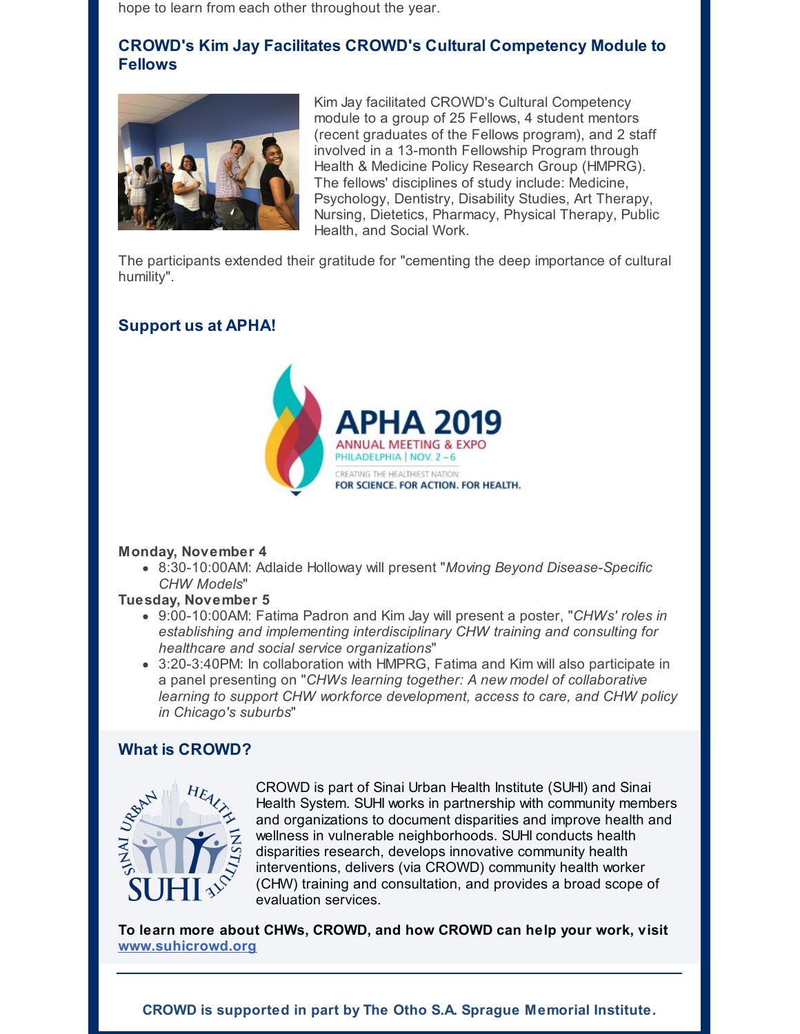hope to learn from each other throughout the year.

### CROWD's Kim Jay Facilitates CROWD's Cultural Competency Module to Fellows

Kim Jay facilitated CROWD's Cultural Competency module to a group of 25 Fellows, 4 student mentors (recent graduates of the Fellows program), and 2 staff involved in a 13-month Fellowship Program through Health & Medicine Policy Research Group (HMPRG). The fellows' disciplines of study include: Medicine, Psychology, Dentistry, Disability Studies, Art Therapy, Nursing, Dietetics, Pharmacy, Physical Therapy, Public Health, and Social Work.

The participants extended their gratitude for "cementing the deep importance of cultural humility".

### Support us at APHA!

APHA 2019
ANNUAL MEETING & EXPO
PHILADELPHIA | NOV. 2 – 6
CREATING THE HEALTHIEST NATION:
FOR SCIENCE. FOR ACTION. FOR HEALTH.

**Monday, November 4**

- 8:30-10:00AM: Adlaide Holloway will present "*Moving Beyond Disease-Specific CHW Models*"

**Tuesday, November 5**

- 9:00-10:00AM: Fatima Padron and Kim Jay will present a poster, "*CHWs' roles in establishing and implementing interdisciplinary CHW training and consulting for healthcare and social service organizations*"
- 3:20-3:40PM: In collaboration with HMPRG, Fatima and Kim will also participate in a panel presenting on "*CHWs learning together: A new model of collaborative learning to support CHW workforce development, access to care, and CHW policy in Chicago's suburbs*"

### What is CROWD?

CROWD is part of Sinai Urban Health Institute (SUHI) and Sinai Health System. SUHI works in partnership with community members and organizations to document disparities and improve health and wellness in vulnerable neighborhoods. SUHI conducts health disparities research, develops innovative community health interventions, delivers (via CROWD) community health worker (CHW) training and consultation, and provides a broad scope of evaluation services.

**To learn more about CHWs, CROWD, and how CROWD can help your work, visit [www.suhicrowd.org](http://www.suhicrowd.org)**

---

**CROWD is supported in part by The Otho S.A. Sprague Memorial Institute.**